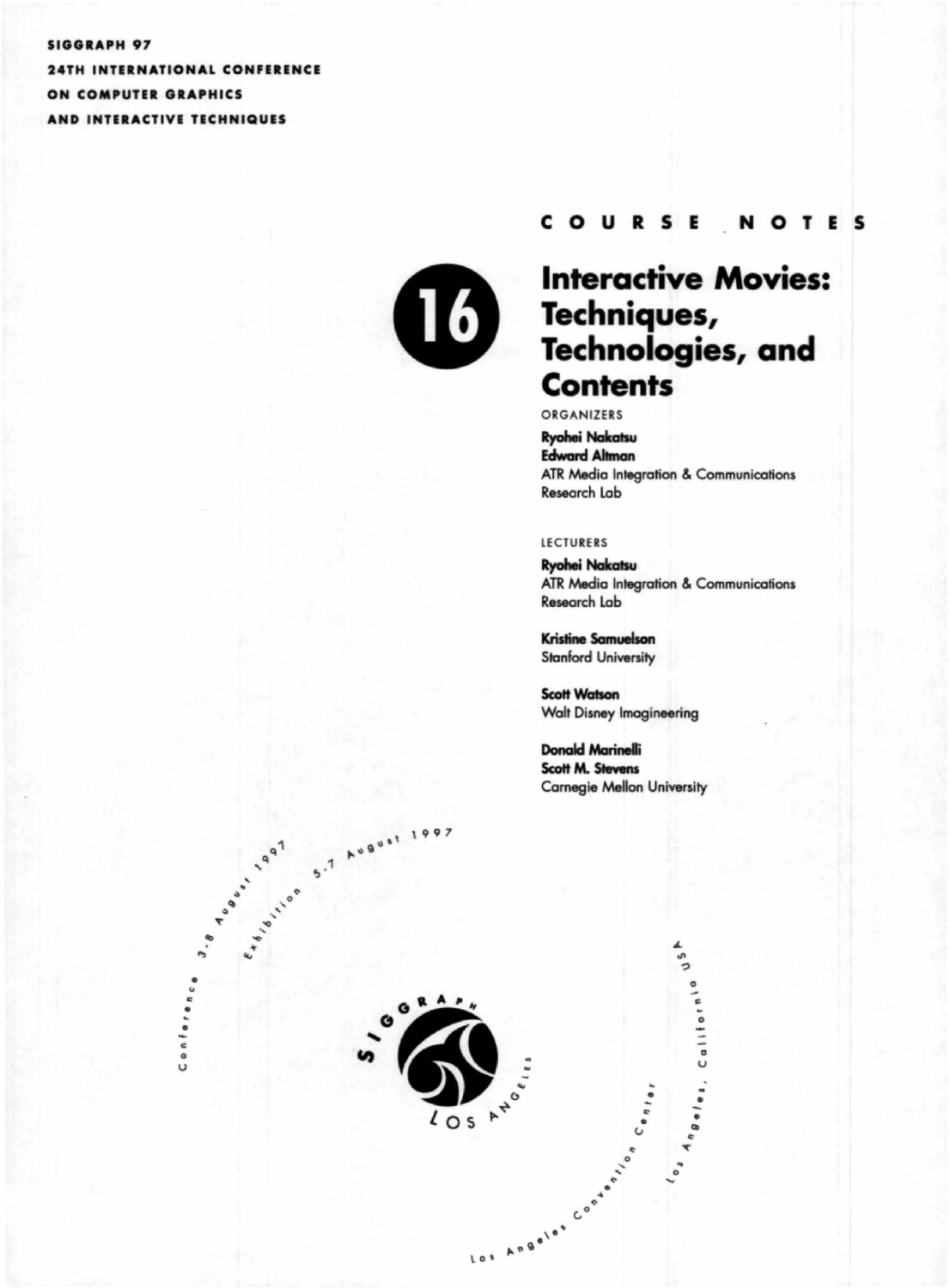**SIGGRAPH 97**
**24TH INTERNATIONAL CONFERENCE**
**ON COMPUTER GRAPHICS**
**AND INTERACTIVE TECHNIQUES**

COURSE NOTES

# 16 Interactive Movies: Techniques, Technologies, and Contents

ORGANIZERS

**Ryohei Nakatsu**
**Edward Altman**
ATR Media Integration & Communications Research Lab

LECTURERS

**Ryohei Nakatsu**
ATR Media Integration & Communications Research Lab

**Kristine Samuelson**
Stanford University

**Scott Watson**
Walt Disney Imagineering

**Donald Marinelli**
**Scott M. Stevens**
Carnegie Mellon University

Conference 3-8 August 1997
Exhibition 5-7 August 1997

SIGGRAPH LOS ANGELES

Los Angeles Convention Center
Los Angeles, California USA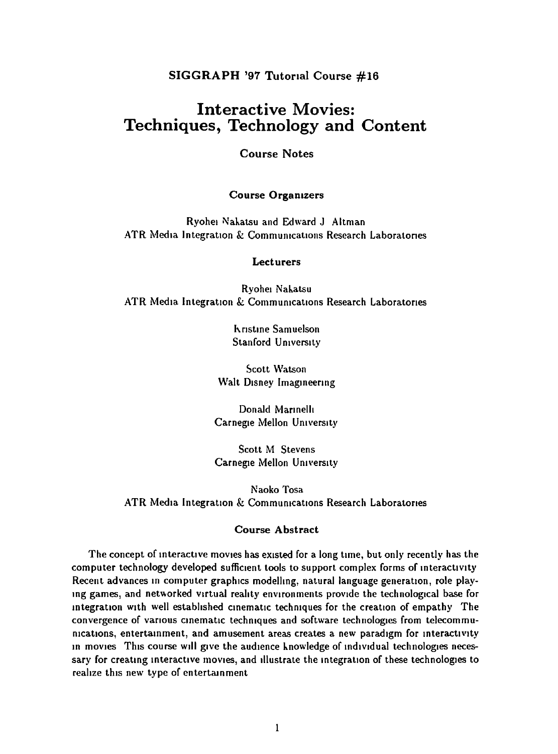SIGGRAPH '97 Tutorial Course #16

# Interactive Movies: Techniques, Technology and Content

**Course Notes**

### Course Organizers

Ryohei Nakatsu and Edward J Altman
ATR Media Integration & Communications Research Laboratories

### Lecturers

Ryohei Nakatsu
ATR Media Integration & Communications Research Laboratories

Kristine Samuelson
Stanford University

Scott Watson
Walt Disney Imagineering

Donald Marinelli
Carnegie Mellon University

Scott M Stevens
Carnegie Mellon University

Naoko Tosa
ATR Media Integration & Communications Research Laboratories

### Course Abstract

The concept of interactive movies has existed for a long time, but only recently has the computer technology developed sufficient tools to support complex forms of interactivity Recent advances in computer graphics modelling, natural language generation, role playing games, and networked virtual reality environments provide the technological base for integration with well established cinematic techniques for the creation of empathy The convergence of various cinematic techniques and software technologies from telecommunications, entertainment, and amusement areas creates a new paradigm for interactivity in movies This course will give the audience knowledge of individual technologies necessary for creating interactive movies, and illustrate the integration of these technologies to realize this new type of entertainment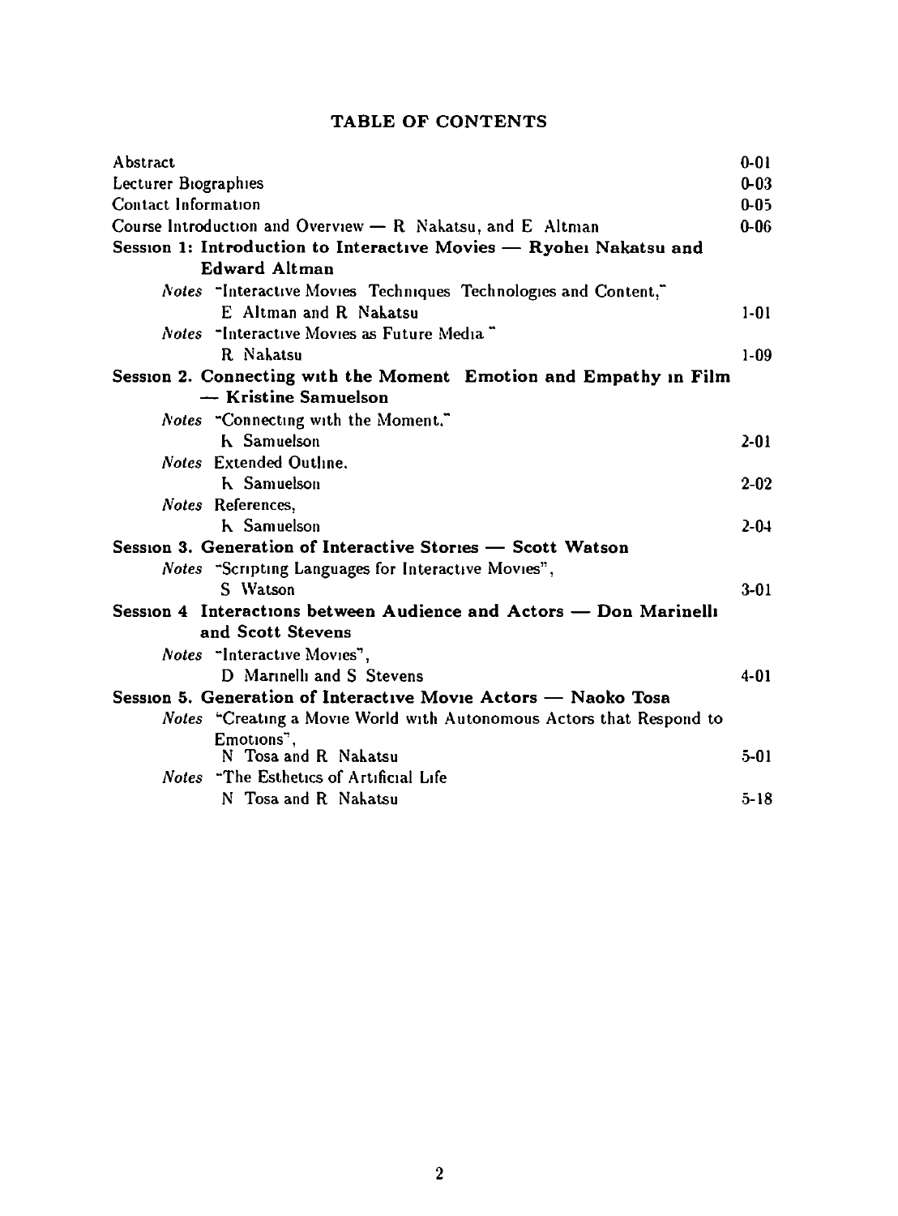# TABLE OF CONTENTS

| | |
|---|---|
| Abstract | 0-01 |
| Lecturer Biographies | 0-03 |
| Contact Information | 0-05 |
| Course Introduction and Overview — R Nakatsu, and E Altman | 0-06 |
| **Session 1: Introduction to Interactive Movies — Ryohei Nakatsu and Edward Altman** | |
| *Notes* "Interactive Movies Techniques Technologies and Content," E Altman and R Nakatsu | 1-01 |
| *Notes* "Interactive Movies as Future Media" R Nakatsu | 1-09 |
| **Session 2. Connecting with the Moment Emotion and Empathy in Film — Kristine Samuelson** | |
| *Notes* "Connecting with the Moment." K Samuelson | 2-01 |
| *Notes* Extended Outline, K Samuelson | 2-02 |
| *Notes* References, K Samuelson | 2-04 |
| **Session 3. Generation of Interactive Stories — Scott Watson** | |
| *Notes* "Scripting Languages for Interactive Movies", S Watson | 3-01 |
| **Session 4 Interactions between Audience and Actors — Don Marinelli and Scott Stevens** | |
| *Notes* "Interactive Movies", D Marinelli and S Stevens | 4-01 |
| **Session 5. Generation of Interactive Movie Actors — Naoko Tosa** | |
| *Notes* "Creating a Movie World with Autonomous Actors that Respond to Emotions", N Tosa and R Nakatsu | 5-01 |
| *Notes* "The Esthetics of Artificial Life N Tosa and R Nakatsu | 5-18 |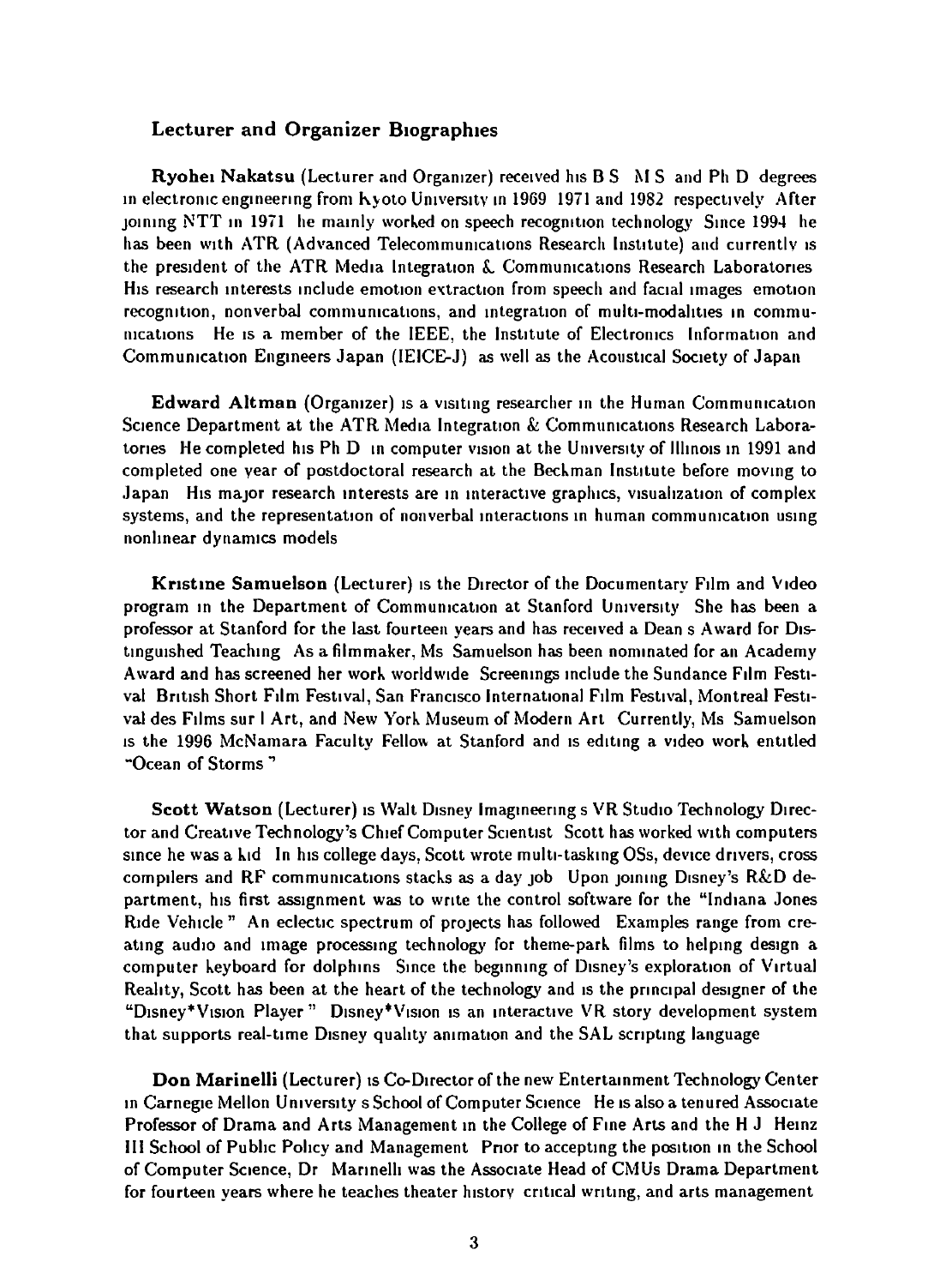### Lecturer and Organizer Biographies

**Ryohei Nakatsu** (Lecturer and Organizer) received his B S M S and Ph D degrees in electronic engineering from Kyoto University in 1969 1971 and 1982 respectively After joining NTT in 1971 he mainly worked on speech recognition technology Since 1994 he has been with ATR (Advanced Telecommunications Research Institute) and currently is the president of the ATR Media Integration & Communications Research Laboratories His research interests include emotion extraction from speech and facial images emotion recognition, nonverbal communications, and integration of multi-modalities in communications He is a member of the IEEE, the Institute of Electronics Information and Communication Engineers Japan (IEICE-J) as well as the Acoustical Society of Japan

**Edward Altman** (Organizer) is a visiting researcher in the Human Communication Science Department at the ATR Media Integration & Communications Research Laboratories He completed his Ph D in computer vision at the University of Illinois in 1991 and completed one year of postdoctoral research at the Beckman Institute before moving to Japan His major research interests are in interactive graphics, visualization of complex systems, and the representation of nonverbal interactions in human communication using nonlinear dynamics models

**Kristine Samuelson** (Lecturer) is the Director of the Documentary Film and Video program in the Department of Communication at Stanford University She has been a professor at Stanford for the last fourteen years and has received a Dean s Award for Distinguished Teaching As a filmmaker, Ms Samuelson has been nominated for an Academy Award and has screened her work worldwide Screenings include the Sundance Film Festival British Short Film Festival, San Francisco International Film Festival, Montreal Festival des Films sur l Art, and New York Museum of Modern Art Currently, Ms Samuelson is the 1996 McNamara Faculty Fellow at Stanford and is editing a video work entitled "Ocean of Storms"

**Scott Watson** (Lecturer) is Walt Disney Imagineering s VR Studio Technology Director and Creative Technology's Chief Computer Scientist Scott has worked with computers since he was a kid In his college days, Scott wrote multi-tasking OSs, device drivers, cross compilers and RF communications stacks as a day job Upon joining Disney's R&D department, his first assignment was to write the control software for the "Indiana Jones Ride Vehicle" An eclectic spectrum of projects has followed Examples range from creating audio and image processing technology for theme-park films to helping design a computer keyboard for dolphins Since the beginning of Disney's exploration of Virtual Reality, Scott has been at the heart of the technology and is the principal designer of the "Disney*Vision Player" Disney*Vision is an interactive VR story development system that supports real-time Disney quality animation and the SAL scripting language

**Don Marinelli** (Lecturer) is Co-Director of the new Entertainment Technology Center in Carnegie Mellon University s School of Computer Science He is also a tenured Associate Professor of Drama and Arts Management in the College of Fine Arts and the H J Heinz III School of Public Policy and Management Prior to accepting the position in the School of Computer Science, Dr Marinelli was the Associate Head of CMUs Drama Department for fourteen years where he teaches theater history critical writing, and arts management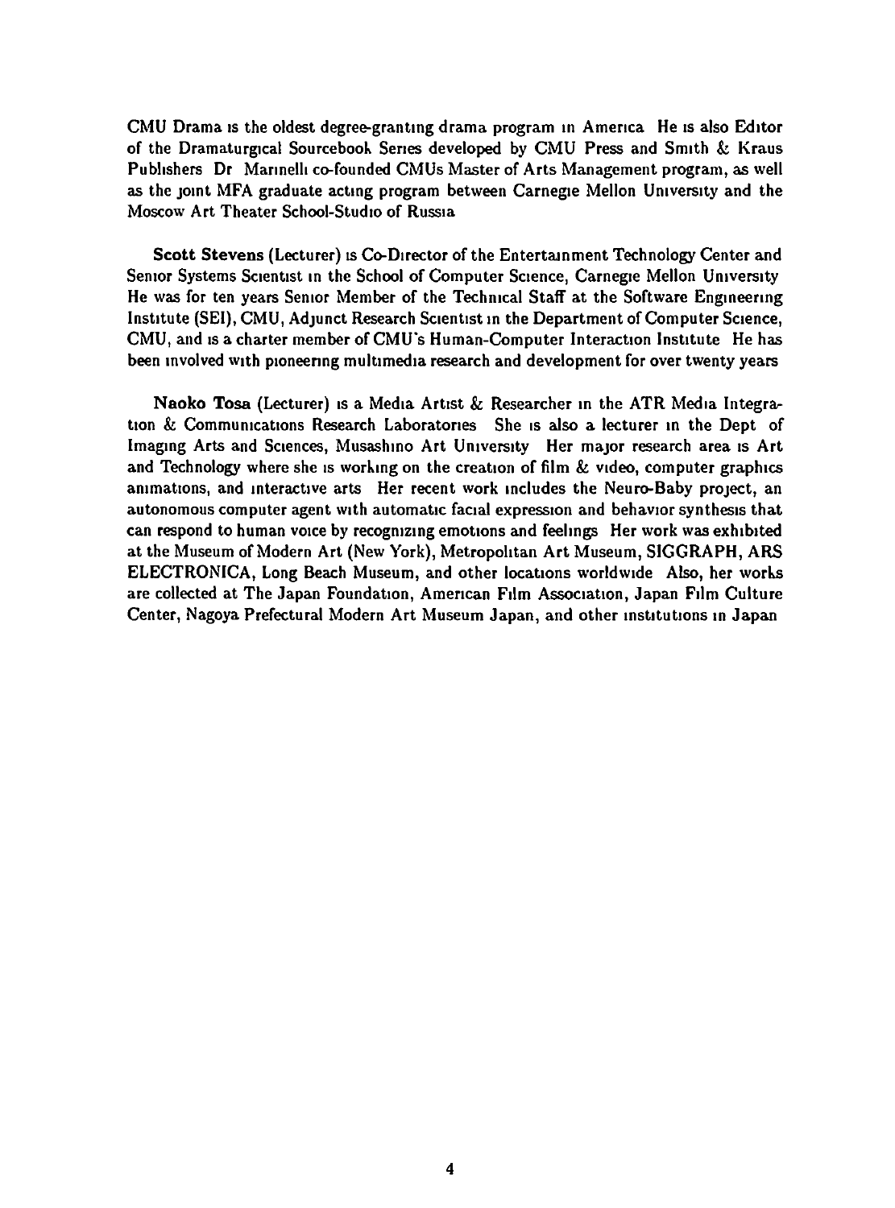CMU Drama is the oldest degree-granting drama program in America He is also Editor of the Dramaturgical Sourcebook Series developed by CMU Press and Smith & Kraus Publishers Dr Marinelli co-founded CMUs Master of Arts Management program, as well as the joint MFA graduate acting program between Carnegie Mellon University and the Moscow Art Theater School-Studio of Russia

**Scott Stevens** (Lecturer) is Co-Director of the Entertainment Technology Center and Senior Systems Scientist in the School of Computer Science, Carnegie Mellon University He was for ten years Senior Member of the Technical Staff at the Software Engineering Institute (SEI), CMU, Adjunct Research Scientist in the Department of Computer Science, CMU, and is a charter member of CMU's Human-Computer Interaction Institute He has been involved with pioneering multimedia research and development for over twenty years

**Naoko Tosa** (Lecturer) is a Media Artist & Researcher in the ATR Media Integration & Communications Research Laboratories She is also a lecturer in the Dept of Imaging Arts and Sciences, Musashino Art University Her major research area is Art and Technology where she is working on the creation of film & video, computer graphics animations, and interactive arts Her recent work includes the Neuro-Baby project, an autonomous computer agent with automatic facial expression and behavior synthesis that can respond to human voice by recognizing emotions and feelings Her work was exhibited at the Museum of Modern Art (New York), Metropolitan Art Museum, SIGGRAPH, ARS ELECTRONICA, Long Beach Museum, and other locations worldwide Also, her works are collected at The Japan Foundation, American Film Association, Japan Film Culture Center, Nagoya Prefectural Modern Art Museum Japan, and other institutions in Japan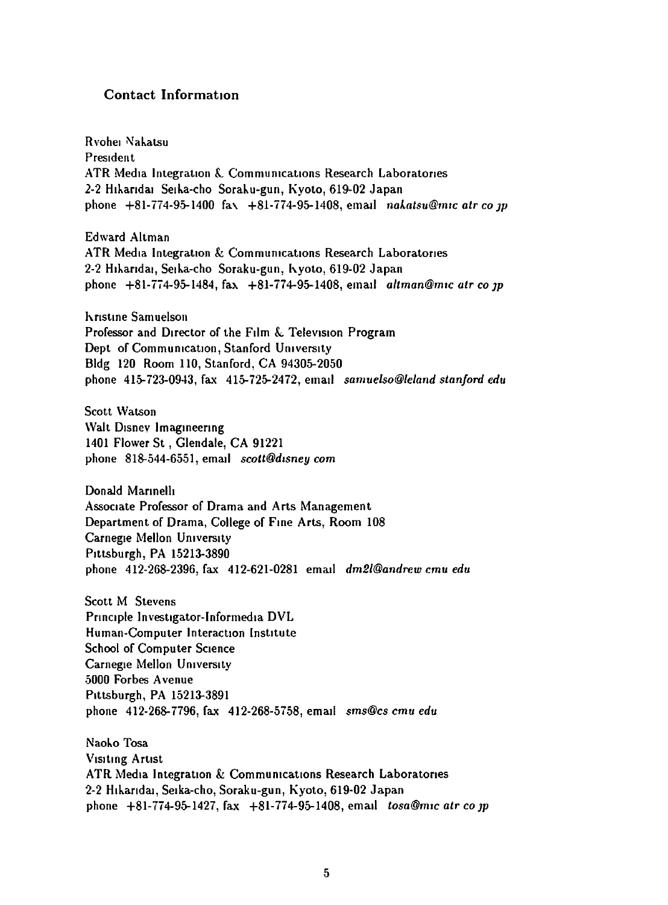## Contact Information

Ryohei Nakatsu
President
ATR Media Integration & Communications Research Laboratories
2-2 Hikaridai Seika-cho Soraku-gun, Kyoto, 619-02 Japan
phone +81-774-95-1400 fax +81-774-95-1408, email *nakatsu@mic atr co jp*

Edward Altman
ATR Media Integration & Communications Research Laboratories
2-2 Hikaridai, Seika-cho Soraku-gun, Kyoto, 619-02 Japan
phone +81-774-95-1484, fax +81-774-95-1408, email *altman@mic atr co jp*

Kristine Samuelson
Professor and Director of the Film & Television Program
Dept of Communication, Stanford University
Bldg 120 Room 110, Stanford, CA 94305-2050
phone 415-723-0943, fax 415-725-2472, email *samuelso@leland stanford edu*

Scott Watson
Walt Disney Imagineering
1401 Flower St , Glendale, CA 91221
phone 818-544-6551, email *scott@disney com*

Donald Marinelli
Associate Professor of Drama and Arts Management
Department of Drama, College of Fine Arts, Room 108
Carnegie Mellon University
Pittsburgh, PA 15213-3890
phone 412-268-2396, fax 412-621-0281 email *dm2l@andrew cmu edu*

Scott M Stevens
Principle Investigator-Informedia DVL
Human-Computer Interaction Institute
School of Computer Science
Carnegie Mellon University
5000 Forbes Avenue
Pittsburgh, PA 15213-3891
phone 412-268-7796, fax 412-268-5758, email *sms@cs cmu edu*

Naoko Tosa
Visiting Artist
ATR Media Integration & Communications Research Laboratories
2-2 Hikaridai, Seika-cho, Soraku-gun, Kyoto, 619-02 Japan
phone +81-774-95-1427, fax +81-774-95-1408, email *tosa@mic atr co jp*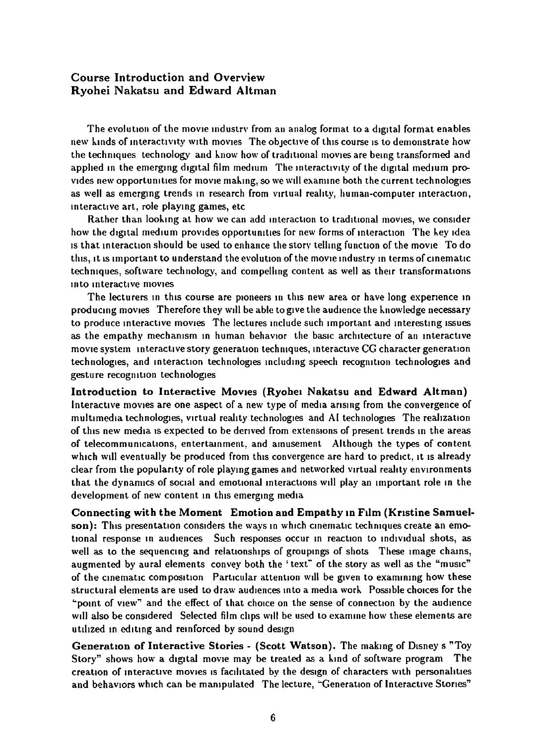## Course Introduction and Overview
## Ryohei Nakatsu and Edward Altman

The evolution of the movie industry from an analog format to a digital format enables new kinds of interactivity with movies The objective of this course is to demonstrate how the techniques technology and know how of traditional movies are being transformed and applied in the emerging digital film medium The interactivity of the digital medium provides new opportunities for movie making, so we will examine both the current technologies as well as emerging trends in research from virtual reality, human-computer interaction, interactive art, role playing games, etc

Rather than looking at how we can add interaction to traditional movies, we consider how the digital medium provides opportunities for new forms of interaction The key idea is that interaction should be used to enhance the story telling function of the movie To do this, it is important to understand the evolution of the movie industry in terms of cinematic techniques, software technology, and compelling content as well as their transformations into interactive movies

The lecturers in this course are pioneers in this new area or have long experience in producing movies Therefore they will be able to give the audience the knowledge necessary to produce interactive movies The lectures include such important and interesting issues as the empathy mechanism in human behavior the basic architecture of an interactive movie system interactive story generation techniques, interactive CG character generation technologies, and interaction technologies including speech recognition technologies and gesture recognition technologies

**Introduction to Interactive Movies (Ryohei Nakatsu and Edward Altman)** Interactive movies are one aspect of a new type of media arising from the convergence of multimedia technologies, virtual reality technologies and AI technologies The realization of this new media is expected to be derived from extensions of present trends in the areas of telecommunications, entertainment, and amusement Although the types of content which will eventually be produced from this convergence are hard to predict, it is already clear from the popularity of role playing games and networked virtual reality environments that the dynamics of social and emotional interactions will play an important role in the development of new content in this emerging media

**Connecting with the Moment Emotion and Empathy in Film (Kristine Samuelson):** This presentation considers the ways in which cinematic techniques create an emotional response in audiences Such responses occur in reaction to individual shots, as well as to the sequencing and relationships of groupings of shots These image chains, augmented by aural elements convey both the "text" of the story as well as the "music" of the cinematic composition Particular attention will be given to examining how these structural elements are used to draw audiences into a media work Possible choices for the "point of view" and the effect of that choice on the sense of connection by the audience will also be considered Selected film clips will be used to examine how these elements are utilized in editing and reinforced by sound design

**Generation of Interactive Stories - (Scott Watson).** The making of Disney s "Toy Story" shows how a digital movie may be treated as a kind of software program The creation of interactive movies is facilitated by the design of characters with personalities and behaviors which can be manipulated The lecture, "Generation of Interactive Stories"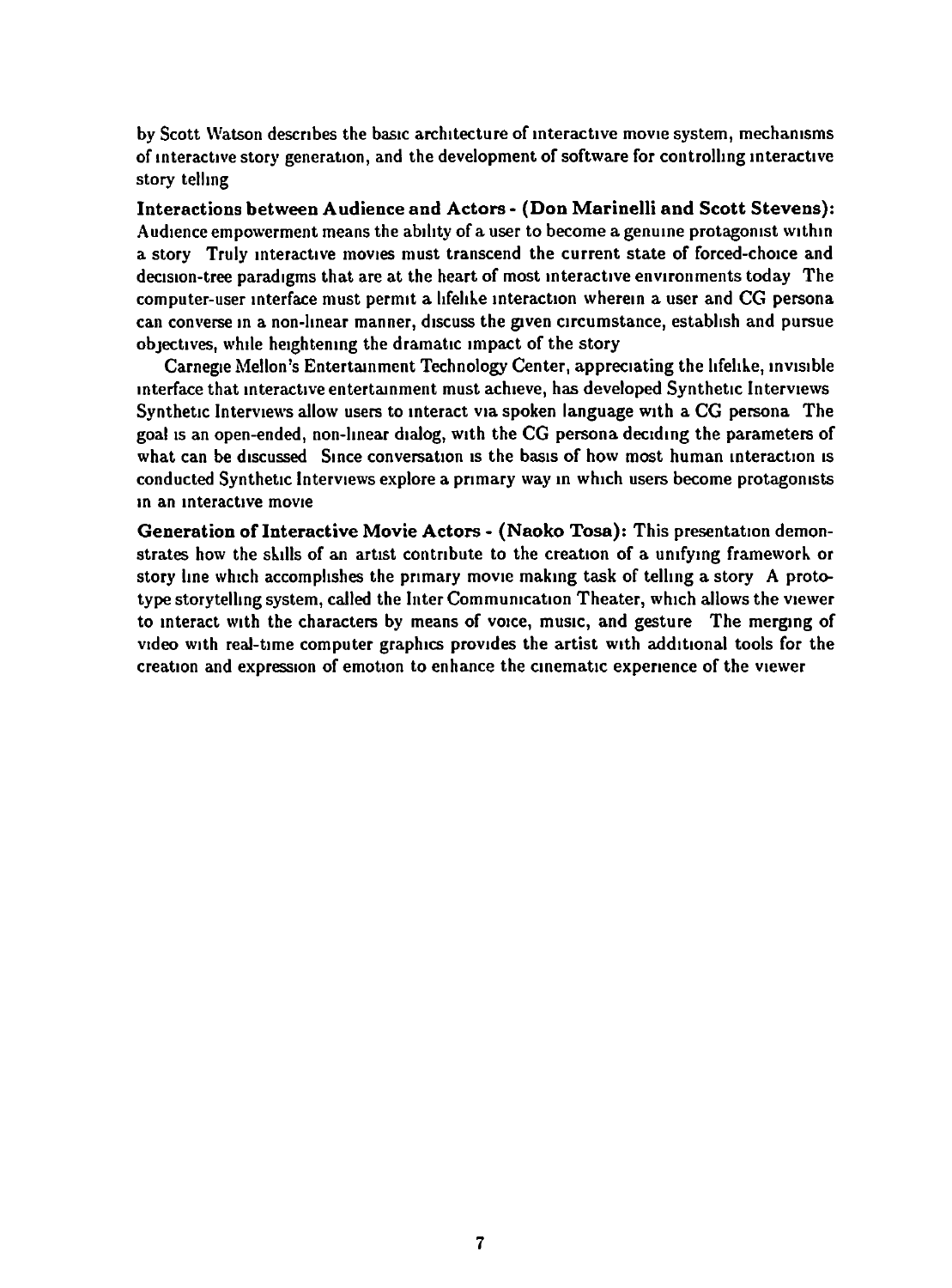by Scott Watson describes the basic architecture of interactive movie system, mechanisms of interactive story generation, and the development of software for controlling interactive story telling

**Interactions between Audience and Actors - (Don Marinelli and Scott Stevens):** Audience empowerment means the ability of a user to become a genuine protagonist within a story Truly interactive movies must transcend the current state of forced-choice and decision-tree paradigms that are at the heart of most interactive environments today The computer-user interface must permit a lifelike interaction wherein a user and CG persona can converse in a non-linear manner, discuss the given circumstance, establish and pursue objectives, while heightening the dramatic impact of the story

Carnegie Mellon's Entertainment Technology Center, appreciating the lifelike, invisible interface that interactive entertainment must achieve, has developed Synthetic Interviews Synthetic Interviews allow users to interact via spoken language with a CG persona The goal is an open-ended, non-linear dialog, with the CG persona deciding the parameters of what can be discussed Since conversation is the basis of how most human interaction is conducted Synthetic Interviews explore a primary way in which users become protagonists in an interactive movie

**Generation of Interactive Movie Actors - (Naoko Tosa):** This presentation demonstrates how the skills of an artist contribute to the creation of a unifying framework or story line which accomplishes the primary movie making task of telling a story A prototype storytelling system, called the Inter Communication Theater, which allows the viewer to interact with the characters by means of voice, music, and gesture The merging of video with real-time computer graphics provides the artist with additional tools for the creation and expression of emotion to enhance the cinematic experience of the viewer